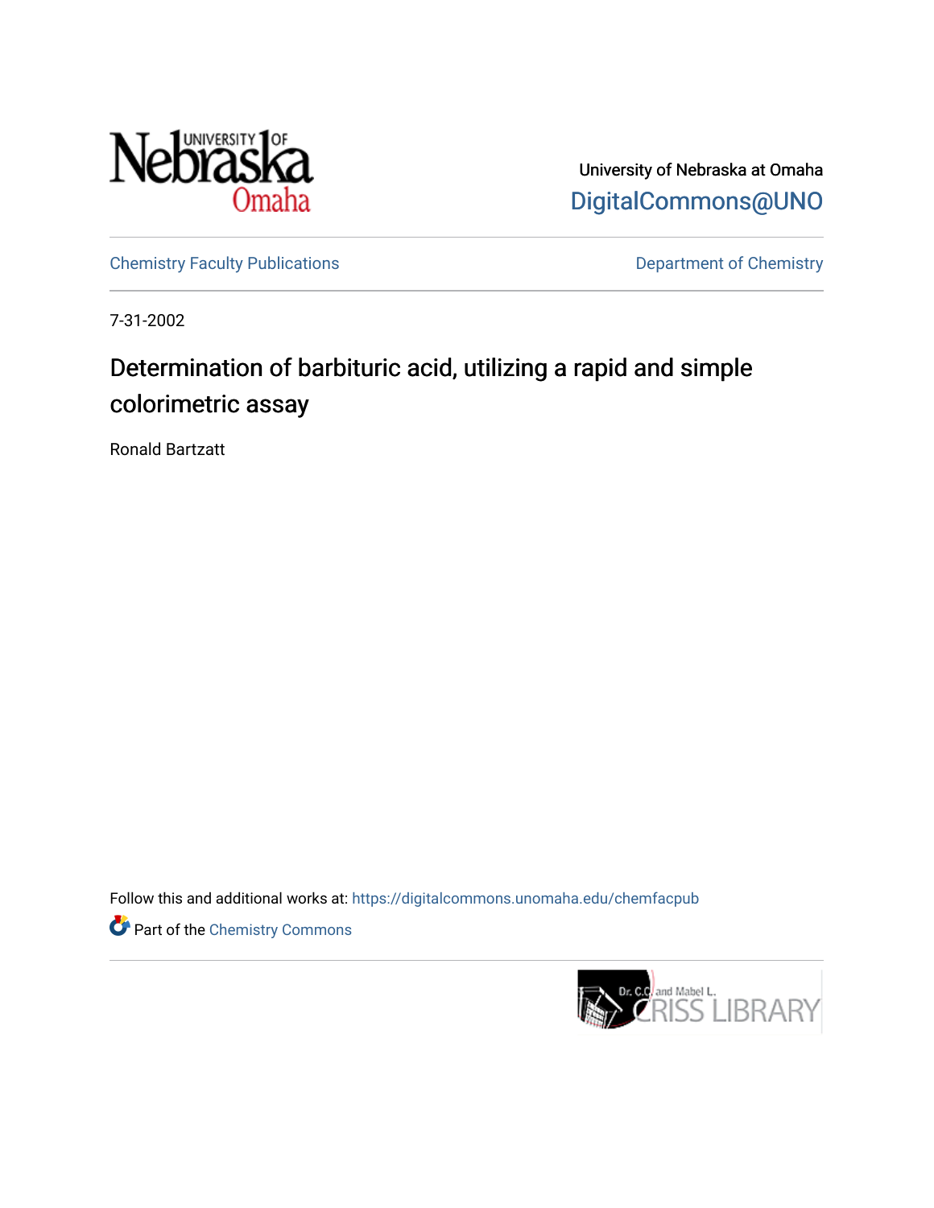University of Nebraska at Omaha

DigitalCommons@UNO

Chemistry Faculty Publications

Department of Chemistry

7-31-2002

# Determination of barbituric acid, utilizing a rapid and simple colorimetric assay

Ronald Bartzatt

Follow this and additional works at: https://digitalcommons.unomaha.edu/chemfacpub

Part of the Chemistry Commons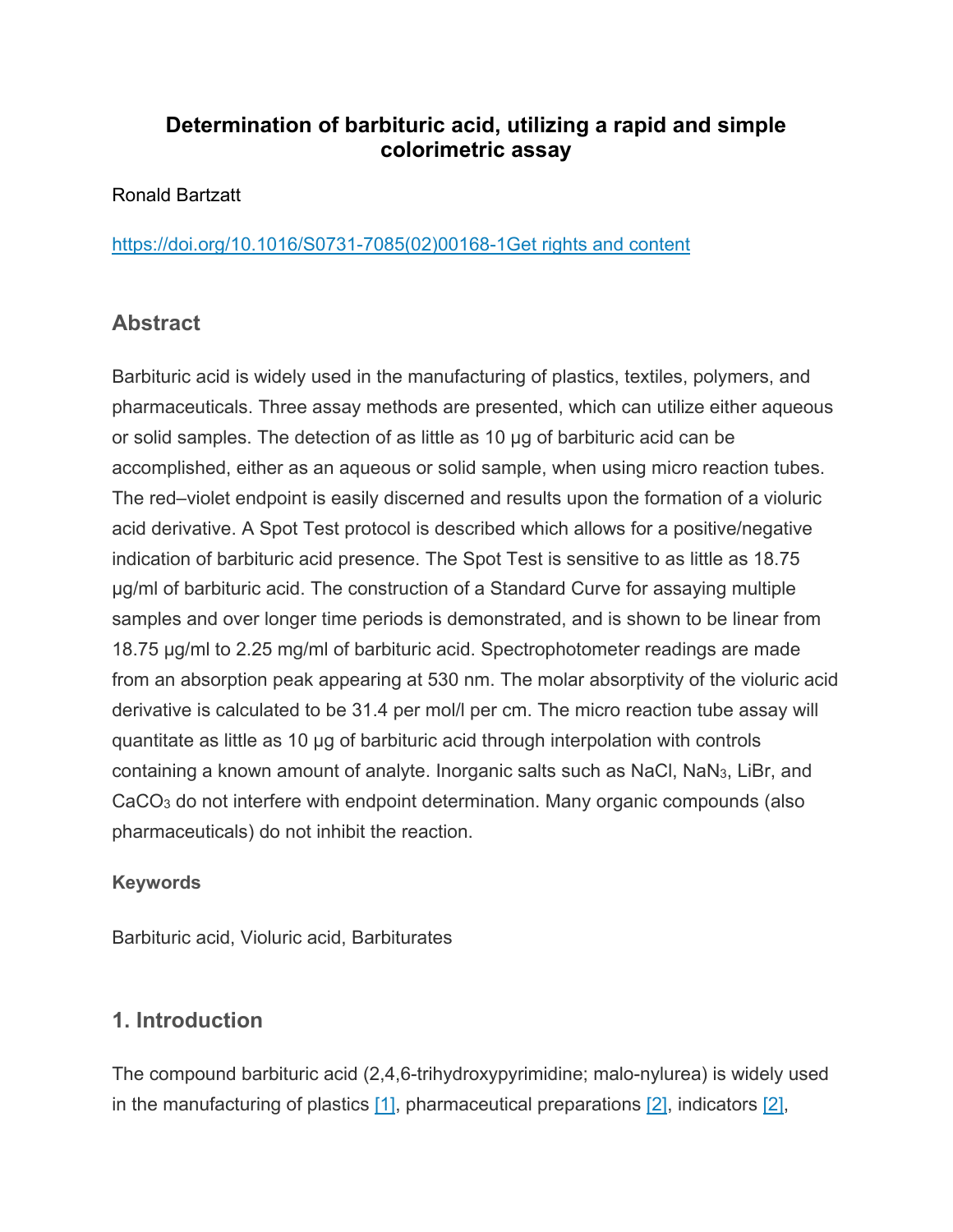# Determination of barbituric acid, utilizing a rapid and simple colorimetric assay

Ronald Bartzatt

https://doi.org/10.1016/S0731-7085(02)00168-1Get rights and content

## Abstract

Barbituric acid is widely used in the manufacturing of plastics, textiles, polymers, and pharmaceuticals. Three assay methods are presented, which can utilize either aqueous or solid samples. The detection of as little as 10 μg of barbituric acid can be accomplished, either as an aqueous or solid sample, when using micro reaction tubes. The red–violet endpoint is easily discerned and results upon the formation of a violuric acid derivative. A Spot Test protocol is described which allows for a positive/negative indication of barbituric acid presence. The Spot Test is sensitive to as little as 18.75 μg/ml of barbituric acid. The construction of a Standard Curve for assaying multiple samples and over longer time periods is demonstrated, and is shown to be linear from 18.75 μg/ml to 2.25 mg/ml of barbituric acid. Spectrophotometer readings are made from an absorption peak appearing at 530 nm. The molar absorptivity of the violuric acid derivative is calculated to be 31.4 per mol/l per cm. The micro reaction tube assay will quantitate as little as 10 μg of barbituric acid through interpolation with controls containing a known amount of analyte. Inorganic salts such as NaCl, $NaN_3$, LiBr, and $CaCO_3$ do not interfere with endpoint determination. Many organic compounds (also pharmaceuticals) do not inhibit the reaction.

### Keywords

Barbituric acid, Violuric acid, Barbiturates

## 1. Introduction

The compound barbituric acid (2,4,6-trihydroxypyrimidine; malo-nylurea) is widely used in the manufacturing of plastics [1], pharmaceutical preparations [2], indicators [2],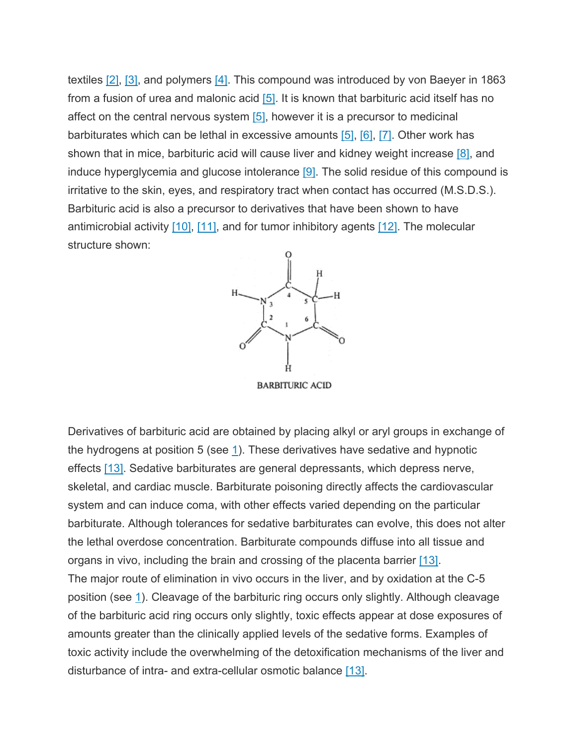textiles [2], [3], and polymers [4]. This compound was introduced by von Baeyer in 1863 from a fusion of urea and malonic acid [5]. It is known that barbituric acid itself has no affect on the central nervous system [5], however it is a precursor to medicinal barbiturates which can be lethal in excessive amounts [5], [6], [7]. Other work has shown that in mice, barbituric acid will cause liver and kidney weight increase [8], and induce hyperglycemia and glucose intolerance [9]. The solid residue of this compound is irritative to the skin, eyes, and respiratory tract when contact has occurred (M.S.D.S.). Barbituric acid is also a precursor to derivatives that have been shown to have antimicrobial activity [10], [11], and for tumor inhibitory agents [12]. The molecular structure shown:

BARBITURIC ACID

Derivatives of barbituric acid are obtained by placing alkyl or aryl groups in exchange of the hydrogens at position 5 (see 1). These derivatives have sedative and hypnotic effects [13]. Sedative barbiturates are general depressants, which depress nerve, skeletal, and cardiac muscle. Barbiturate poisoning directly affects the cardiovascular system and can induce coma, with other effects varied depending on the particular barbiturate. Although tolerances for sedative barbiturates can evolve, this does not alter the lethal overdose concentration. Barbiturate compounds diffuse into all tissue and organs in vivo, including the brain and crossing of the placenta barrier [13].
The major route of elimination in vivo occurs in the liver, and by oxidation at the C-5 position (see 1). Cleavage of the barbituric ring occurs only slightly. Although cleavage of the barbituric acid ring occurs only slightly, toxic effects appear at dose exposures of amounts greater than the clinically applied levels of the sedative forms. Examples of toxic activity include the overwhelming of the detoxification mechanisms of the liver and disturbance of intra- and extra-cellular osmotic balance [13].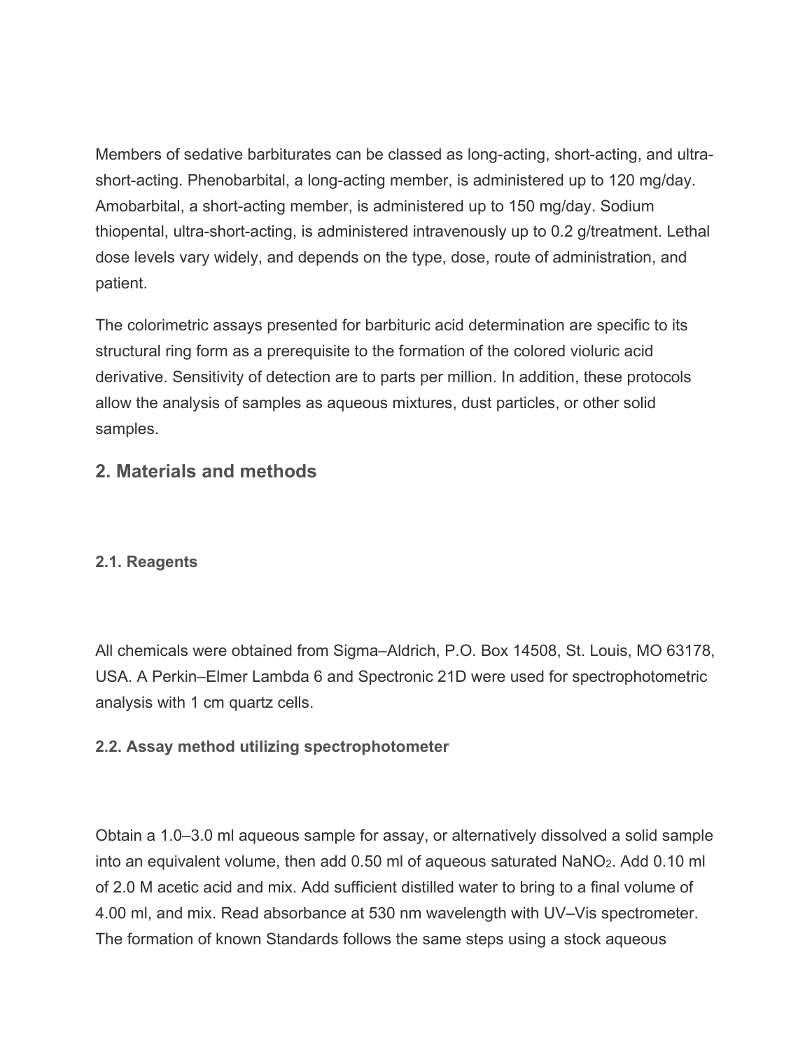Members of sedative barbiturates can be classed as long-acting, short-acting, and ultra-short-acting. Phenobarbital, a long-acting member, is administered up to 120 mg/day. Amobarbital, a short-acting member, is administered up to 150 mg/day. Sodium thiopental, ultra-short-acting, is administered intravenously up to 0.2 g/treatment. Lethal dose levels vary widely, and depends on the type, dose, route of administration, and patient.

The colorimetric assays presented for barbituric acid determination are specific to its structural ring form as a prerequisite to the formation of the colored violuric acid derivative. Sensitivity of detection are to parts per million. In addition, these protocols allow the analysis of samples as aqueous mixtures, dust particles, or other solid samples.

## 2. Materials and methods

### 2.1. Reagents

All chemicals were obtained from Sigma–Aldrich, P.O. Box 14508, St. Louis, MO 63178, USA. A Perkin–Elmer Lambda 6 and Spectronic 21D were used for spectrophotometric analysis with 1 cm quartz cells.

### 2.2. Assay method utilizing spectrophotometer

Obtain a 1.0–3.0 ml aqueous sample for assay, or alternatively dissolved a solid sample into an equivalent volume, then add 0.50 ml of aqueous saturated $NaNO_2$. Add 0.10 ml of 2.0 M acetic acid and mix. Add sufficient distilled water to bring to a final volume of 4.00 ml, and mix. Read absorbance at 530 nm wavelength with UV–Vis spectrometer. The formation of known Standards follows the same steps using a stock aqueous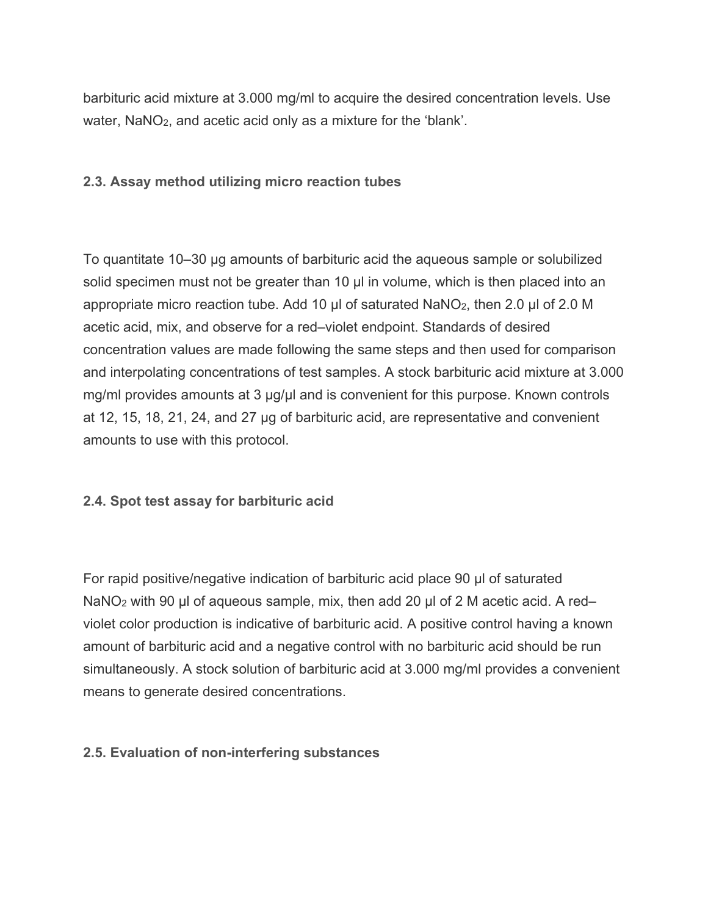barbituric acid mixture at 3.000 mg/ml to acquire the desired concentration levels. Use water, $NaNO_2$, and acetic acid only as a mixture for the 'blank'.

### 2.3. Assay method utilizing micro reaction tubes

To quantitate 10–30 μg amounts of barbituric acid the aqueous sample or solubilized solid specimen must not be greater than 10 μl in volume, which is then placed into an appropriate micro reaction tube. Add 10 μl of saturated $NaNO_2$, then 2.0 μl of 2.0 M acetic acid, mix, and observe for a red–violet endpoint. Standards of desired concentration values are made following the same steps and then used for comparison and interpolating concentrations of test samples. A stock barbituric acid mixture at 3.000 mg/ml provides amounts at 3 μg/μl and is convenient for this purpose. Known controls at 12, 15, 18, 21, 24, and 27 μg of barbituric acid, are representative and convenient amounts to use with this protocol.

### 2.4. Spot test assay for barbituric acid

For rapid positive/negative indication of barbituric acid place 90 μl of saturated $NaNO_2$ with 90 μl of aqueous sample, mix, then add 20 μl of 2 M acetic acid. A red–violet color production is indicative of barbituric acid. A positive control having a known amount of barbituric acid and a negative control with no barbituric acid should be run simultaneously. A stock solution of barbituric acid at 3.000 mg/ml provides a convenient means to generate desired concentrations.

### 2.5. Evaluation of non-interfering substances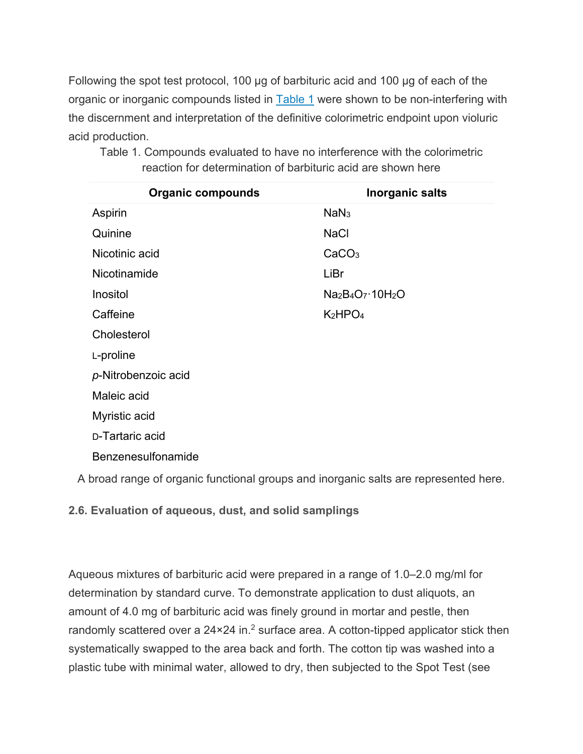Following the spot test protocol, 100 μg of barbituric acid and 100 μg of each of the organic or inorganic compounds listed in Table 1 were shown to be non-interfering with the discernment and interpretation of the definitive colorimetric endpoint upon violuric acid production.

Table 1. Compounds evaluated to have no interference with the colorimetric reaction for determination of barbituric acid are shown here

| Organic compounds | Inorganic salts |
| --- | --- |
| Aspirin | $NaN_3$ |
| Quinine | $NaCl$ |
| Nicotinic acid | $CaCO_3$ |
| Nicotinamide | $LiBr$ |
| Inositol | $Na_2B_4O_7 \cdot 10H_2O$ |
| Caffeine | $K_2HPO_4$ |
| Cholesterol | |
| L-proline | |
| *p*-Nitrobenzoic acid | |
| Maleic acid | |
| Myristic acid | |
| D-Tartaric acid | |
| Benzenesulfonamide | |

A broad range of organic functional groups and inorganic salts are represented here.

### 2.6. Evaluation of aqueous, dust, and solid samplings

Aqueous mixtures of barbituric acid were prepared in a range of 1.0–2.0 mg/ml for determination by standard curve. To demonstrate application to dust aliquots, an amount of 4.0 mg of barbituric acid was finely ground in mortar and pestle, then randomly scattered over a 24×24 $in.^2$ surface area. A cotton-tipped applicator stick then systematically swapped to the area back and forth. The cotton tip was washed into a plastic tube with minimal water, allowed to dry, then subjected to the Spot Test (see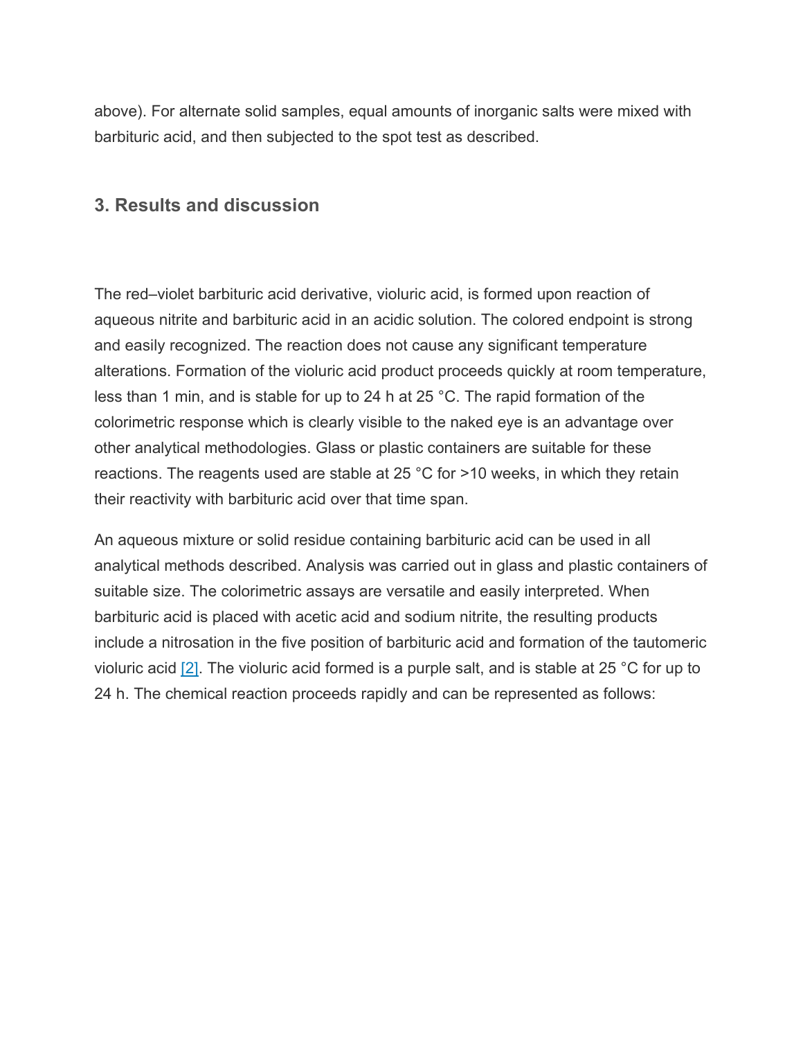above). For alternate solid samples, equal amounts of inorganic salts were mixed with barbituric acid, and then subjected to the spot test as described.

## 3. Results and discussion

The red–violet barbituric acid derivative, violuric acid, is formed upon reaction of aqueous nitrite and barbituric acid in an acidic solution. The colored endpoint is strong and easily recognized. The reaction does not cause any significant temperature alterations. Formation of the violuric acid product proceeds quickly at room temperature, less than 1 min, and is stable for up to 24 h at 25 °C. The rapid formation of the colorimetric response which is clearly visible to the naked eye is an advantage over other analytical methodologies. Glass or plastic containers are suitable for these reactions. The reagents used are stable at 25 °C for >10 weeks, in which they retain their reactivity with barbituric acid over that time span.

An aqueous mixture or solid residue containing barbituric acid can be used in all analytical methods described. Analysis was carried out in glass and plastic containers of suitable size. The colorimetric assays are versatile and easily interpreted. When barbituric acid is placed with acetic acid and sodium nitrite, the resulting products include a nitrosation in the five position of barbituric acid and formation of the tautomeric violuric acid [2]. The violuric acid formed is a purple salt, and is stable at 25 °C for up to 24 h. The chemical reaction proceeds rapidly and can be represented as follows: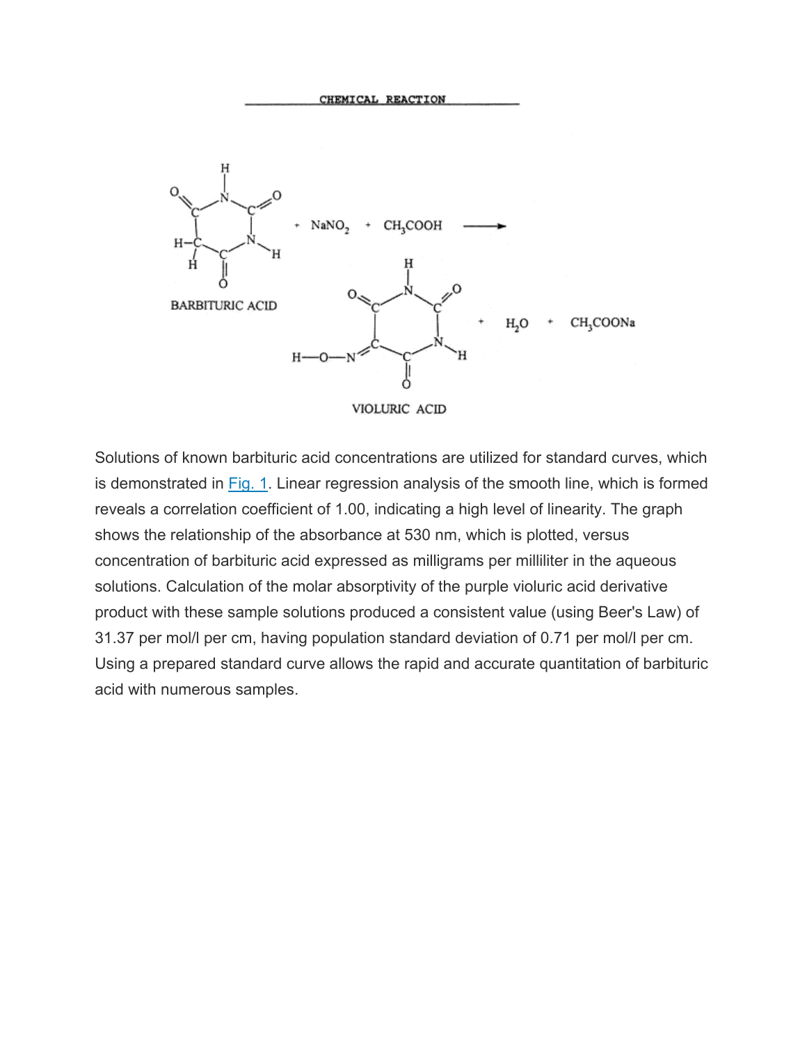CHEMICAL REACTION

BARBITURIC ACID + $NaNO_2$ + $CH_3COOH$ → VIOLURIC ACID + $H_2O$ + $CH_3COONa$

Solutions of known barbituric acid concentrations are utilized for standard curves, which is demonstrated in Fig. 1. Linear regression analysis of the smooth line, which is formed reveals a correlation coefficient of 1.00, indicating a high level of linearity. The graph shows the relationship of the absorbance at 530 nm, which is plotted, versus concentration of barbituric acid expressed as milligrams per milliliter in the aqueous solutions. Calculation of the molar absorptivity of the purple violuric acid derivative product with these sample solutions produced a consistent value (using Beer's Law) of 31.37 per mol/l per cm, having population standard deviation of 0.71 per mol/l per cm. Using a prepared standard curve allows the rapid and accurate quantitation of barbituric acid with numerous samples.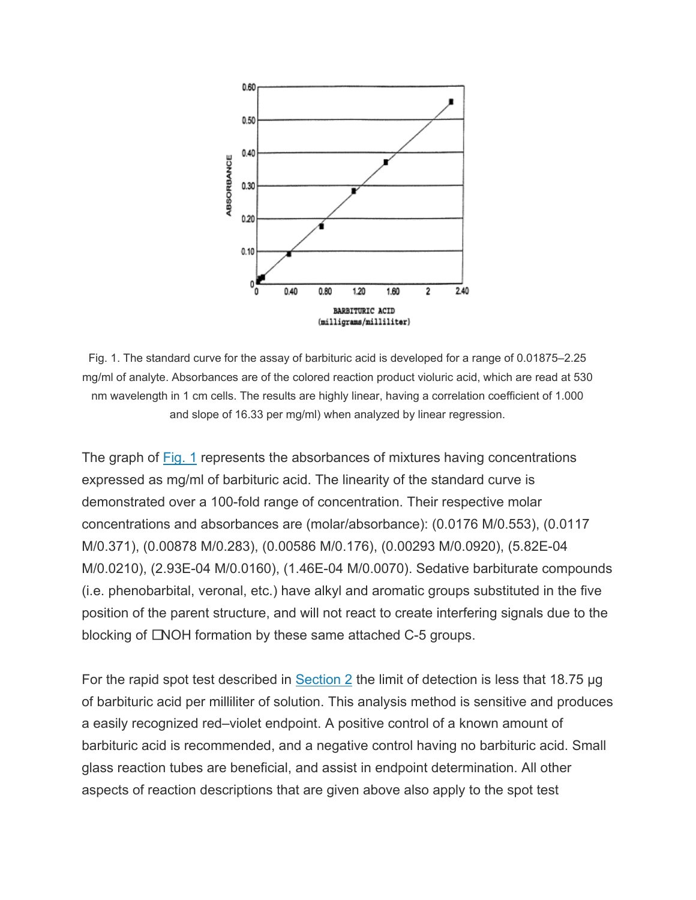Fig. 1. The standard curve for the assay of barbituric acid is developed for a range of 0.01875–2.25 mg/ml of analyte. Absorbances are of the colored reaction product violuric acid, which are read at 530 nm wavelength in 1 cm cells. The results are highly linear, having a correlation coefficient of 1.000 and slope of 16.33 per mg/ml) when analyzed by linear regression.

The graph of Fig. 1 represents the absorbances of mixtures having concentrations expressed as mg/ml of barbituric acid. The linearity of the standard curve is demonstrated over a 100-fold range of concentration. Their respective molar concentrations and absorbances are (molar/absorbance): (0.0176 M/0.553), (0.0117 M/0.371), (0.00878 M/0.283), (0.00586 M/0.176), (0.00293 M/0.0920), (5.82E-04 M/0.0210), (2.93E-04 M/0.0160), (1.46E-04 M/0.0070). Sedative barbiturate compounds (i.e. phenobarbital, veronal, etc.) have alkyl and aromatic groups substituted in the five position of the parent structure, and will not react to create interfering signals due to the blocking of ☐NOH formation by these same attached C-5 groups.

For the rapid spot test described in Section 2 the limit of detection is less that 18.75 μg of barbituric acid per milliliter of solution. This analysis method is sensitive and produces a easily recognized red–violet endpoint. A positive control of a known amount of barbituric acid is recommended, and a negative control having no barbituric acid. Small glass reaction tubes are beneficial, and assist in endpoint determination. All other aspects of reaction descriptions that are given above also apply to the spot test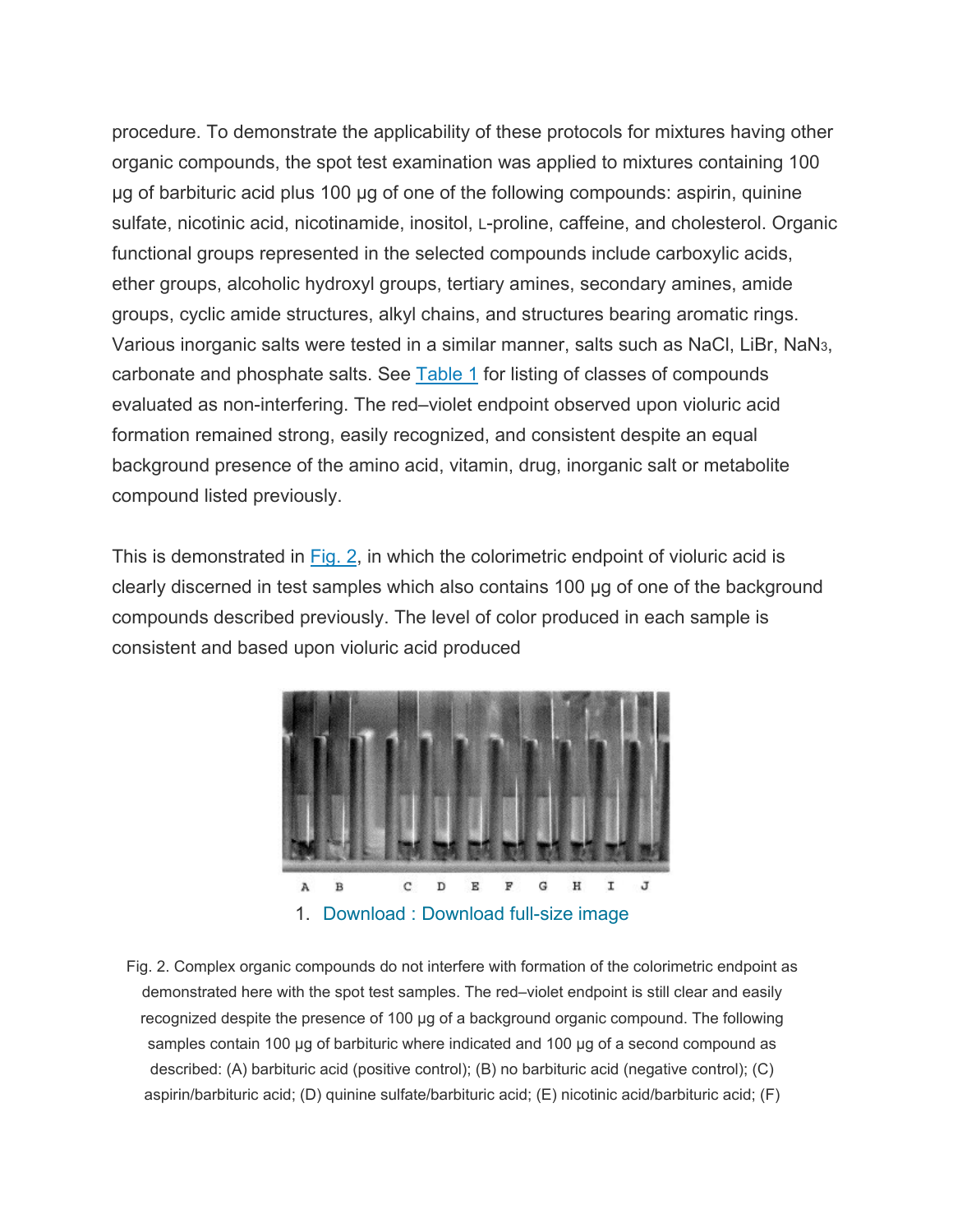procedure. To demonstrate the applicability of these protocols for mixtures having other organic compounds, the spot test examination was applied to mixtures containing 100 µg of barbituric acid plus 100 µg of one of the following compounds: aspirin, quinine sulfate, nicotinic acid, nicotinamide, inositol, L-proline, caffeine, and cholesterol. Organic functional groups represented in the selected compounds include carboxylic acids, ether groups, alcoholic hydroxyl groups, tertiary amines, secondary amines, amide groups, cyclic amide structures, alkyl chains, and structures bearing aromatic rings. Various inorganic salts were tested in a similar manner, salts such as NaCl, LiBr, $NaN_3$, carbonate and phosphate salts. See Table 1 for listing of classes of compounds evaluated as non-interfering. The red–violet endpoint observed upon violuric acid formation remained strong, easily recognized, and consistent despite an equal background presence of the amino acid, vitamin, drug, inorganic salt or metabolite compound listed previously.

This is demonstrated in Fig. 2, in which the colorimetric endpoint of violuric acid is clearly discerned in test samples which also contains 100 µg of one of the background compounds described previously. The level of color produced in each sample is consistent and based upon violuric acid produced

A B C D E F G H I J

1. Download : Download full-size image

Fig. 2. Complex organic compounds do not interfere with formation of the colorimetric endpoint as demonstrated here with the spot test samples. The red–violet endpoint is still clear and easily recognized despite the presence of 100 µg of a background organic compound. The following samples contain 100 µg of barbituric where indicated and 100 µg of a second compound as described: (A) barbituric acid (positive control); (B) no barbituric acid (negative control); (C) aspirin/barbituric acid; (D) quinine sulfate/barbituric acid; (E) nicotinic acid/barbituric acid; (F)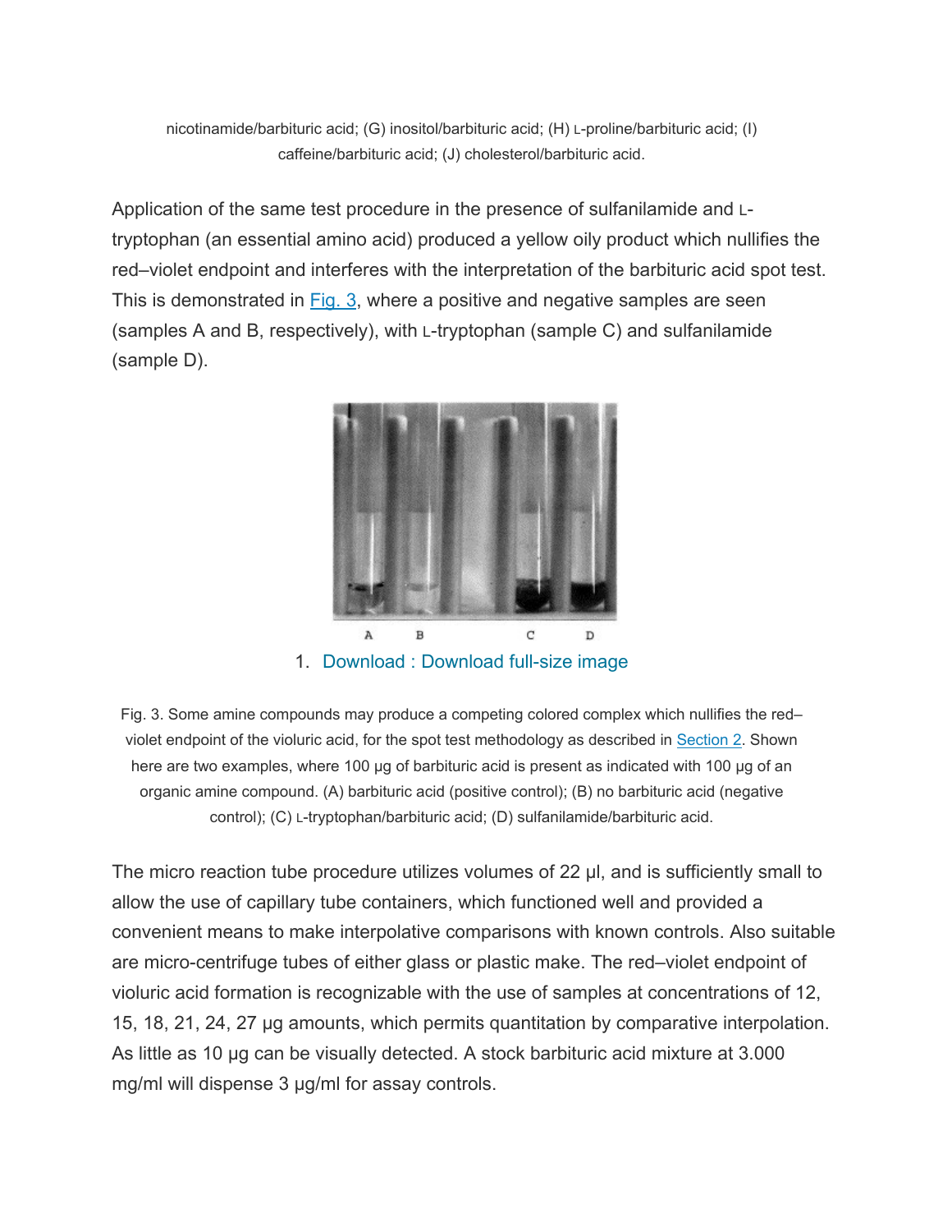nicotinamide/barbituric acid; (G) inositol/barbituric acid; (H) L-proline/barbituric acid; (I) caffeine/barbituric acid; (J) cholesterol/barbituric acid.

Application of the same test procedure in the presence of sulfanilamide and L-tryptophan (an essential amino acid) produced a yellow oily product which nullifies the red–violet endpoint and interferes with the interpretation of the barbituric acid spot test. This is demonstrated in Fig. 3, where a positive and negative samples are seen (samples A and B, respectively), with L-tryptophan (sample C) and sulfanilamide (sample D).

1. Download : Download full-size image

Fig. 3. Some amine compounds may produce a competing colored complex which nullifies the red–violet endpoint of the violuric acid, for the spot test methodology as described in Section 2. Shown here are two examples, where 100 μg of barbituric acid is present as indicated with 100 μg of an organic amine compound. (A) barbituric acid (positive control); (B) no barbituric acid (negative control); (C) L-tryptophan/barbituric acid; (D) sulfanilamide/barbituric acid.

The micro reaction tube procedure utilizes volumes of 22 μl, and is sufficiently small to allow the use of capillary tube containers, which functioned well and provided a convenient means to make interpolative comparisons with known controls. Also suitable are micro-centrifuge tubes of either glass or plastic make. The red–violet endpoint of violuric acid formation is recognizable with the use of samples at concentrations of 12, 15, 18, 21, 24, 27 μg amounts, which permits quantitation by comparative interpolation. As little as 10 μg can be visually detected. A stock barbituric acid mixture at 3.000 mg/ml will dispense 3 μg/ml for assay controls.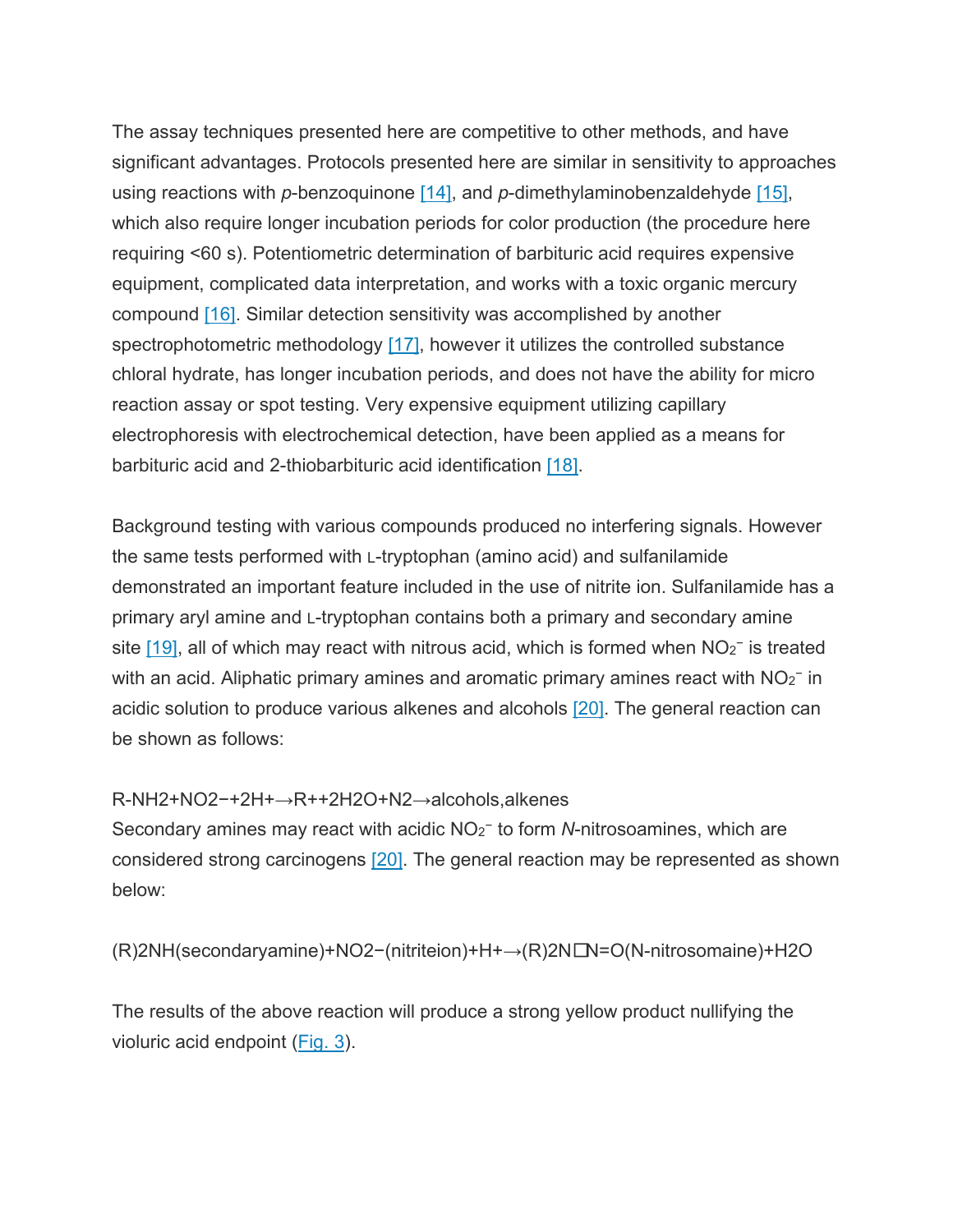The assay techniques presented here are competitive to other methods, and have significant advantages. Protocols presented here are similar in sensitivity to approaches using reactions with *p*-benzoquinone [14], and *p*-dimethylaminobenzaldehyde [15], which also require longer incubation periods for color production (the procedure here requiring <60 s). Potentiometric determination of barbituric acid requires expensive equipment, complicated data interpretation, and works with a toxic organic mercury compound [16]. Similar detection sensitivity was accomplished by another spectrophotometric methodology [17], however it utilizes the controlled substance chloral hydrate, has longer incubation periods, and does not have the ability for micro reaction assay or spot testing. Very expensive equipment utilizing capillary electrophoresis with electrochemical detection, have been applied as a means for barbituric acid and 2-thiobarbituric acid identification [18].

Background testing with various compounds produced no interfering signals. However the same tests performed with L-tryptophan (amino acid) and sulfanilamide demonstrated an important feature included in the use of nitrite ion. Sulfanilamide has a primary aryl amine and L-tryptophan contains both a primary and secondary amine site [19], all of which may react with nitrous acid, which is formed when $NO_2^-$ is treated with an acid. Aliphatic primary amines and aromatic primary amines react with $NO_2^-$ in acidic solution to produce various alkenes and alcohols [20]. The general reaction can be shown as follows:

$$R\text{-}NH_2 + NO_2^- + 2H^+ \rightarrow R^+ + 2H_2O + N_2 \rightarrow \text{alcohols, alkenes}$$

Secondary amines may react with acidic $NO_2^-$ to form *N*-nitrosoamines, which are considered strong carcinogens [20]. The general reaction may be represented as shown below:

$$(R)_2NH\,(\text{secondary amine}) + NO_2^-\,(\text{nitrite ion}) + H^+ \rightarrow (R)_2N\text{—}N{=}O\,(\text{N-nitrosomaine}) + H_2O$$

The results of the above reaction will produce a strong yellow product nullifying the violuric acid endpoint (Fig. 3).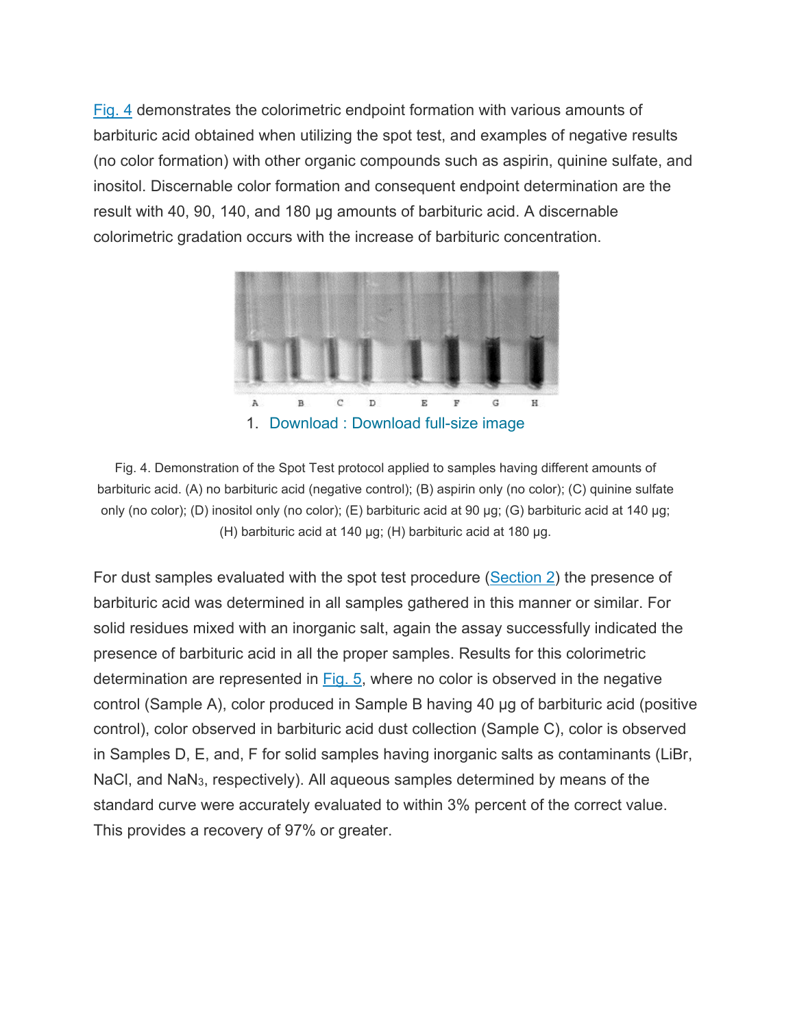Fig. 4 demonstrates the colorimetric endpoint formation with various amounts of barbituric acid obtained when utilizing the spot test, and examples of negative results (no color formation) with other organic compounds such as aspirin, quinine sulfate, and inositol. Discernable color formation and consequent endpoint determination are the result with 40, 90, 140, and 180 μg amounts of barbituric acid. A discernable colorimetric gradation occurs with the increase of barbituric concentration.

A B C D E F G H

1. Download : Download full-size image

Fig. 4. Demonstration of the Spot Test protocol applied to samples having different amounts of barbituric acid. (A) no barbituric acid (negative control); (B) aspirin only (no color); (C) quinine sulfate only (no color); (D) inositol only (no color); (E) barbituric acid at 90 μg; (G) barbituric acid at 140 μg; (H) barbituric acid at 140 μg; (H) barbituric acid at 180 μg.

For dust samples evaluated with the spot test procedure (Section 2) the presence of barbituric acid was determined in all samples gathered in this manner or similar. For solid residues mixed with an inorganic salt, again the assay successfully indicated the presence of barbituric acid in all the proper samples. Results for this colorimetric determination are represented in Fig. 5, where no color is observed in the negative control (Sample A), color produced in Sample B having 40 μg of barbituric acid (positive control), color observed in barbituric acid dust collection (Sample C), color is observed in Samples D, E, and, F for solid samples having inorganic salts as contaminants (LiBr, NaCl, and $NaN_3$, respectively). All aqueous samples determined by means of the standard curve were accurately evaluated to within 3% percent of the correct value. This provides a recovery of 97% or greater.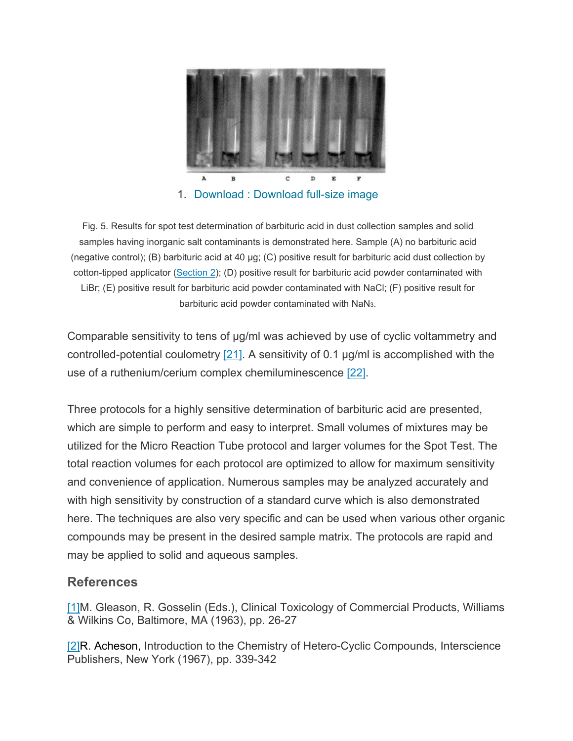1. Download : Download full-size image

Fig. 5. Results for spot test determination of barbituric acid in dust collection samples and solid samples having inorganic salt contaminants is demonstrated here. Sample (A) no barbituric acid (negative control); (B) barbituric acid at 40 μg; (C) positive result for barbituric acid dust collection by cotton-tipped applicator (Section 2); (D) positive result for barbituric acid powder contaminated with LiBr; (E) positive result for barbituric acid powder contaminated with NaCl; (F) positive result for barbituric acid powder contaminated with $NaN_3$.

Comparable sensitivity to tens of μg/ml was achieved by use of cyclic voltammetry and controlled-potential coulometry [21]. A sensitivity of 0.1 μg/ml is accomplished with the use of a ruthenium/cerium complex chemiluminescence [22].

Three protocols for a highly sensitive determination of barbituric acid are presented, which are simple to perform and easy to interpret. Small volumes of mixtures may be utilized for the Micro Reaction Tube protocol and larger volumes for the Spot Test. The total reaction volumes for each protocol are optimized to allow for maximum sensitivity and convenience of application. Numerous samples may be analyzed accurately and with high sensitivity by construction of a standard curve which is also demonstrated here. The techniques are also very specific and can be used when various other organic compounds may be present in the desired sample matrix. The protocols are rapid and may be applied to solid and aqueous samples.

## References

[1] M. Gleason, R. Gosselin (Eds.), Clinical Toxicology of Commercial Products, Williams & Wilkins Co, Baltimore, MA (1963), pp. 26-27

[2] R. Acheson, Introduction to the Chemistry of Hetero-Cyclic Compounds, Interscience Publishers, New York (1967), pp. 339-342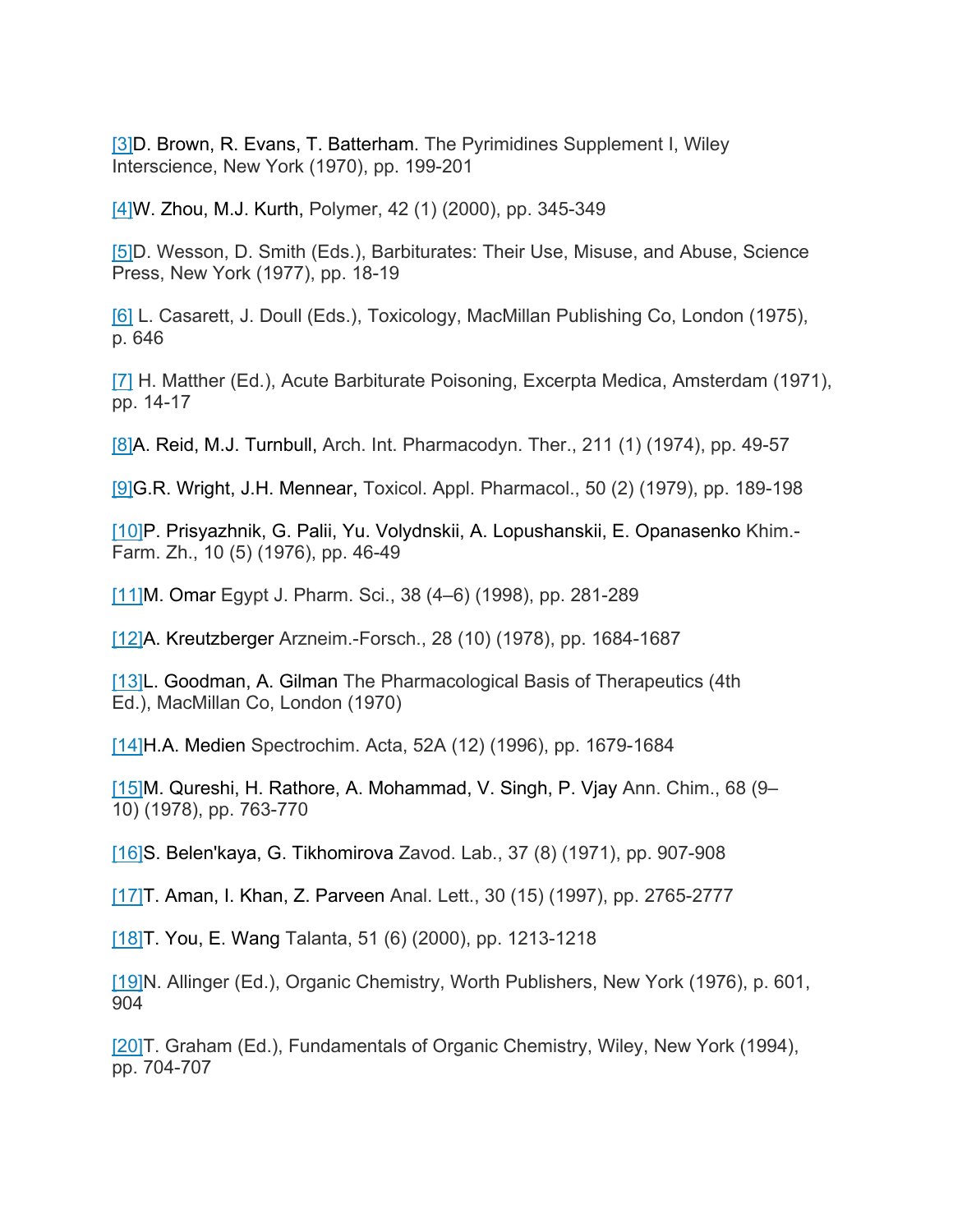[3]D. Brown, R. Evans, T. Batterham. The Pyrimidines Supplement I, Wiley Interscience, New York (1970), pp. 199-201

[4]W. Zhou, M.J. Kurth, Polymer, 42 (1) (2000), pp. 345-349

[5]D. Wesson, D. Smith (Eds.), Barbiturates: Their Use, Misuse, and Abuse, Science Press, New York (1977), pp. 18-19

[6] L. Casarett, J. Doull (Eds.), Toxicology, MacMillan Publishing Co, London (1975), p. 646

[7] H. Matther (Ed.), Acute Barbiturate Poisoning, Excerpta Medica, Amsterdam (1971), pp. 14-17

[8]A. Reid, M.J. Turnbull, Arch. Int. Pharmacodyn. Ther., 211 (1) (1974), pp. 49-57

[9]G.R. Wright, J.H. Mennear, Toxicol. Appl. Pharmacol., 50 (2) (1979), pp. 189-198

[10]P. Prisyazhnik, G. Palii, Yu. Volydnskii, A. Lopushanskii, E. Opanasenko Khim.-Farm. Zh., 10 (5) (1976), pp. 46-49

[11]M. Omar Egypt J. Pharm. Sci., 38 (4–6) (1998), pp. 281-289

[12]A. Kreutzberger Arzneim.-Forsch., 28 (10) (1978), pp. 1684-1687

[13]L. Goodman, A. Gilman The Pharmacological Basis of Therapeutics (4th Ed.), MacMillan Co, London (1970)

[14]H.A. Medien Spectrochim. Acta, 52A (12) (1996), pp. 1679-1684

[15]M. Qureshi, H. Rathore, A. Mohammad, V. Singh, P. Vjay Ann. Chim., 68 (9–10) (1978), pp. 763-770

[16]S. Belen'kaya, G. Tikhomirova Zavod. Lab., 37 (8) (1971), pp. 907-908

[17]T. Aman, I. Khan, Z. Parveen Anal. Lett., 30 (15) (1997), pp. 2765-2777

[18]T. You, E. Wang Talanta, 51 (6) (2000), pp. 1213-1218

[19]N. Allinger (Ed.), Organic Chemistry, Worth Publishers, New York (1976), p. 601, 904

[20]T. Graham (Ed.), Fundamentals of Organic Chemistry, Wiley, New York (1994), pp. 704-707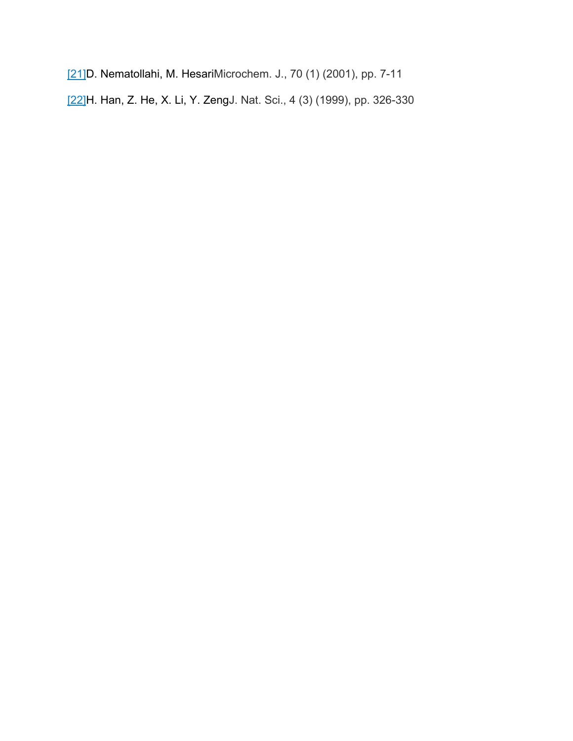[21]D. Nematollahi, M. HesariMicrochem. J., 70 (1) (2001), pp. 7-11

[22]H. Han, Z. He, X. Li, Y. ZengJ. Nat. Sci., 4 (3) (1999), pp. 326-330